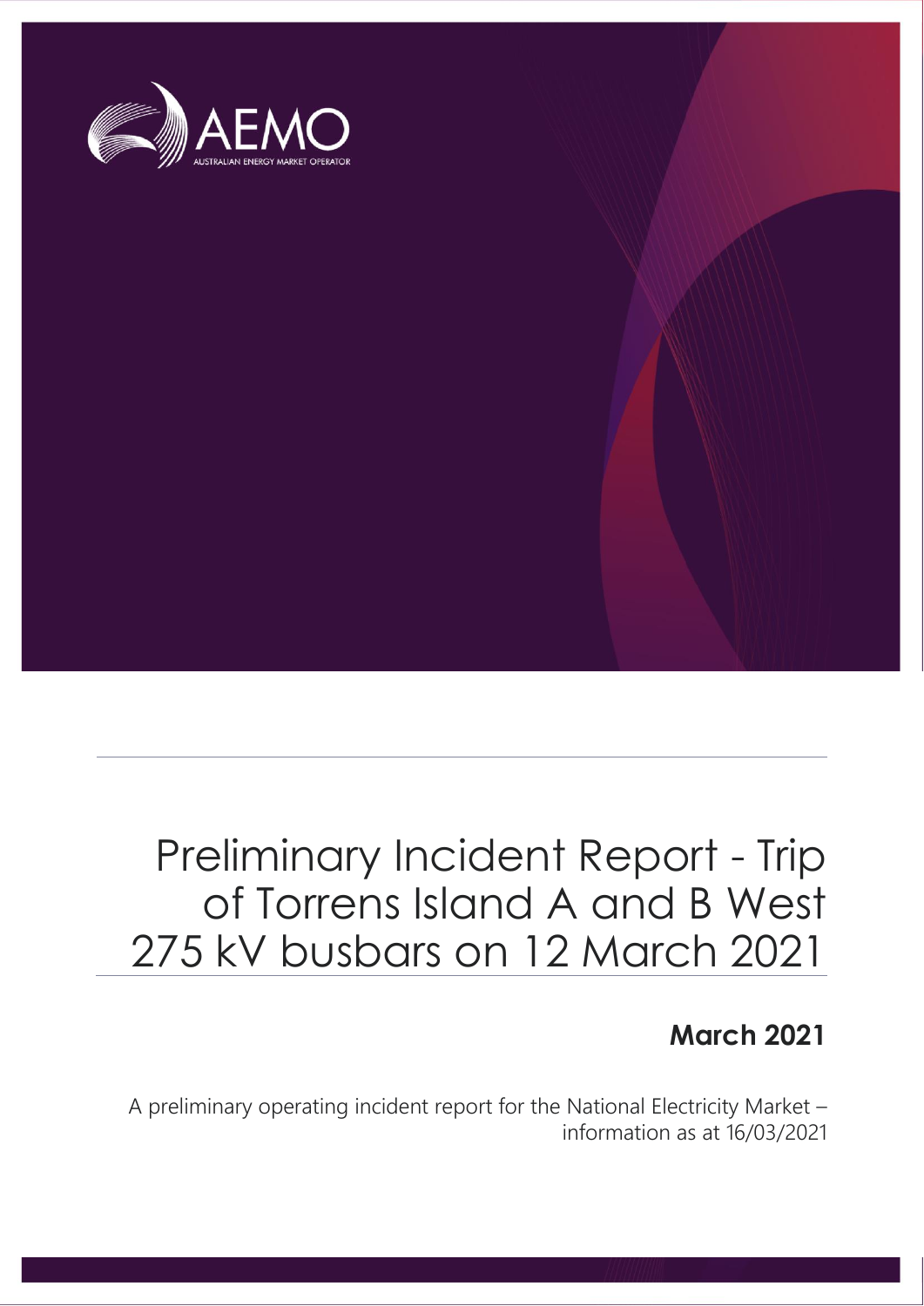AEMO

AUSTRALIAN ENERGY MARKET OPERATOR

# Preliminary Incident Report - Trip of Torrens Island A and B West 275 kV busbars on 12 March 2021

**March 2021**

A preliminary operating incident report for the National Electricity Market – information as at 16/03/2021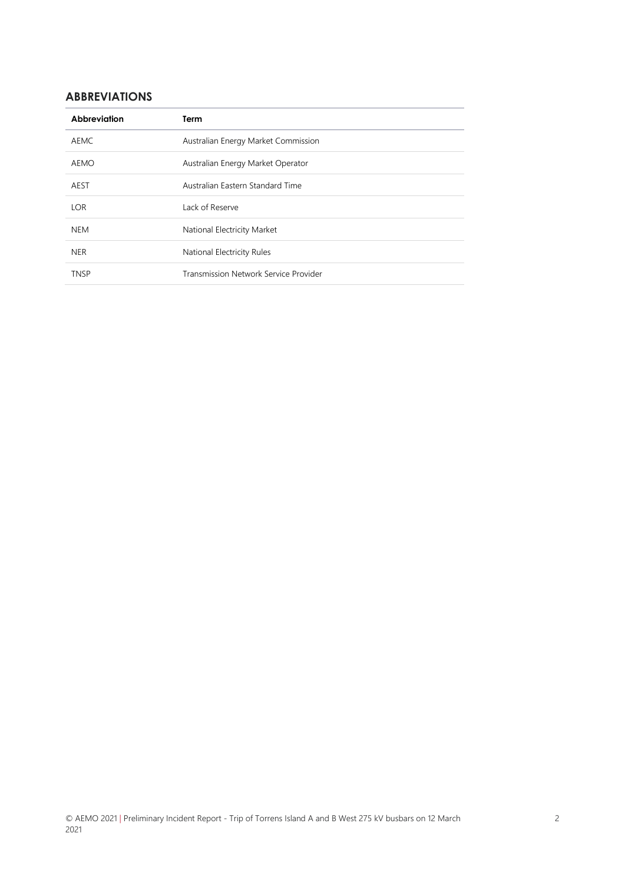## ABBREVIATIONS

| Abbreviation | Term |
|---|---|
| AEMC | Australian Energy Market Commission |
| AEMO | Australian Energy Market Operator |
| AEST | Australian Eastern Standard Time |
| LOR | Lack of Reserve |
| NEM | National Electricity Market |
| NER | National Electricity Rules |
| TNSP | Transmission Network Service Provider |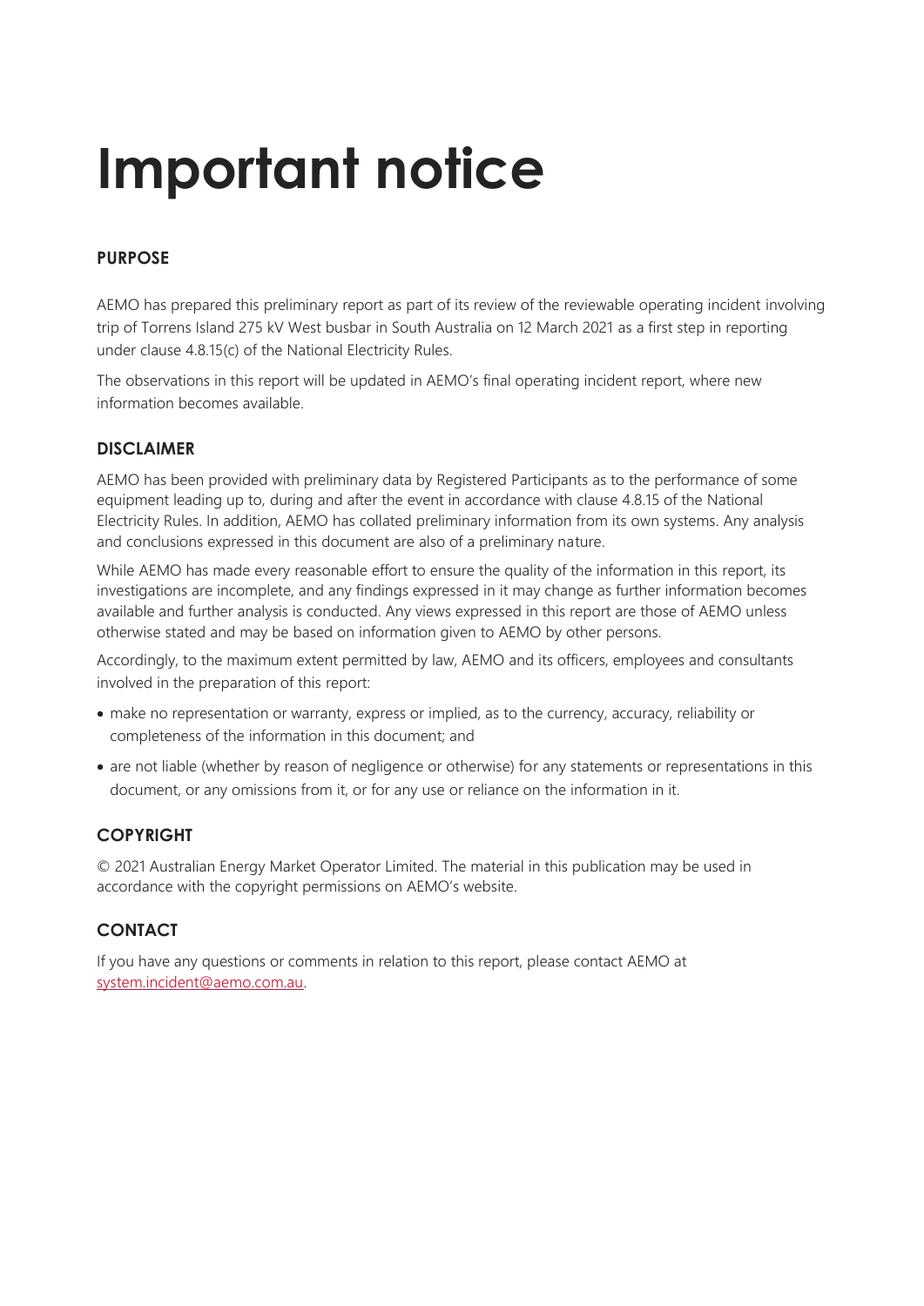# Important notice

## PURPOSE

AEMO has prepared this preliminary report as part of its review of the reviewable operating incident involving trip of Torrens Island 275 kV West busbar in South Australia on 12 March 2021 as a first step in reporting under clause 4.8.15(c) of the National Electricity Rules.

The observations in this report will be updated in AEMO's final operating incident report, where new information becomes available.

## DISCLAIMER

AEMO has been provided with preliminary data by Registered Participants as to the performance of some equipment leading up to, during and after the event in accordance with clause 4.8.15 of the National Electricity Rules. In addition, AEMO has collated preliminary information from its own systems. Any analysis and conclusions expressed in this document are also of a preliminary nature.

While AEMO has made every reasonable effort to ensure the quality of the information in this report, its investigations are incomplete, and any findings expressed in it may change as further information becomes available and further analysis is conducted. Any views expressed in this report are those of AEMO unless otherwise stated and may be based on information given to AEMO by other persons.

Accordingly, to the maximum extent permitted by law, AEMO and its officers, employees and consultants involved in the preparation of this report:

- make no representation or warranty, express or implied, as to the currency, accuracy, reliability or completeness of the information in this document; and
- are not liable (whether by reason of negligence or otherwise) for any statements or representations in this document, or any omissions from it, or for any use or reliance on the information in it.

## COPYRIGHT

© 2021 Australian Energy Market Operator Limited. The material in this publication may be used in accordance with the copyright permissions on AEMO's website.

## CONTACT

If you have any questions or comments in relation to this report, please contact AEMO at system.incident@aemo.com.au.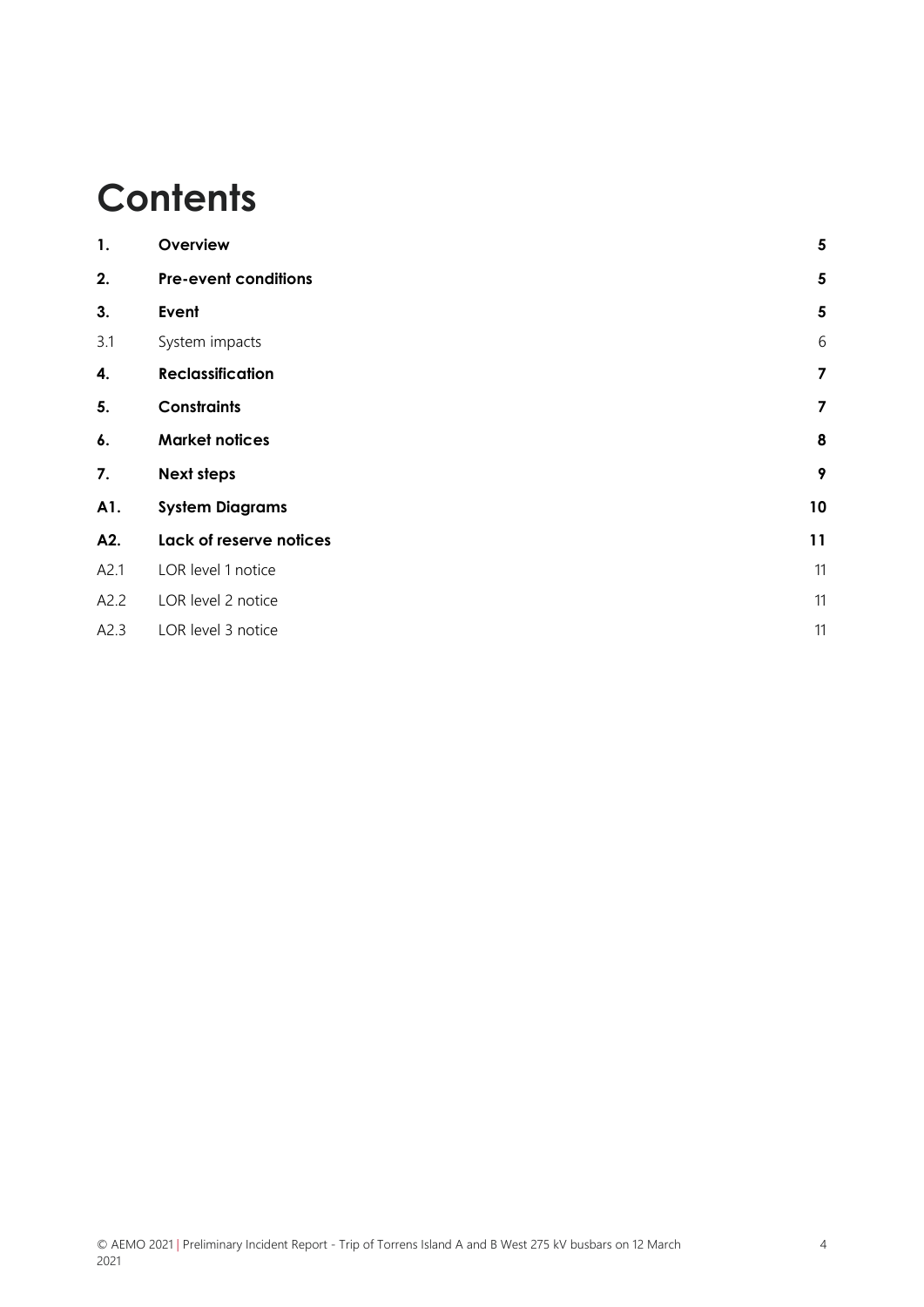# Contents

| | | |
|---|---|---|
| **1.** | **Overview** | **5** |
| **2.** | **Pre-event conditions** | **5** |
| **3.** | **Event** | **5** |
| 3.1 | System impacts | 6 |
| **4.** | **Reclassification** | **7** |
| **5.** | **Constraints** | **7** |
| **6.** | **Market notices** | **8** |
| **7.** | **Next steps** | **9** |
| **A1.** | **System Diagrams** | **10** |
| **A2.** | **Lack of reserve notices** | **11** |
| A2.1 | LOR level 1 notice | 11 |
| A2.2 | LOR level 2 notice | 11 |
| A2.3 | LOR level 3 notice | 11 |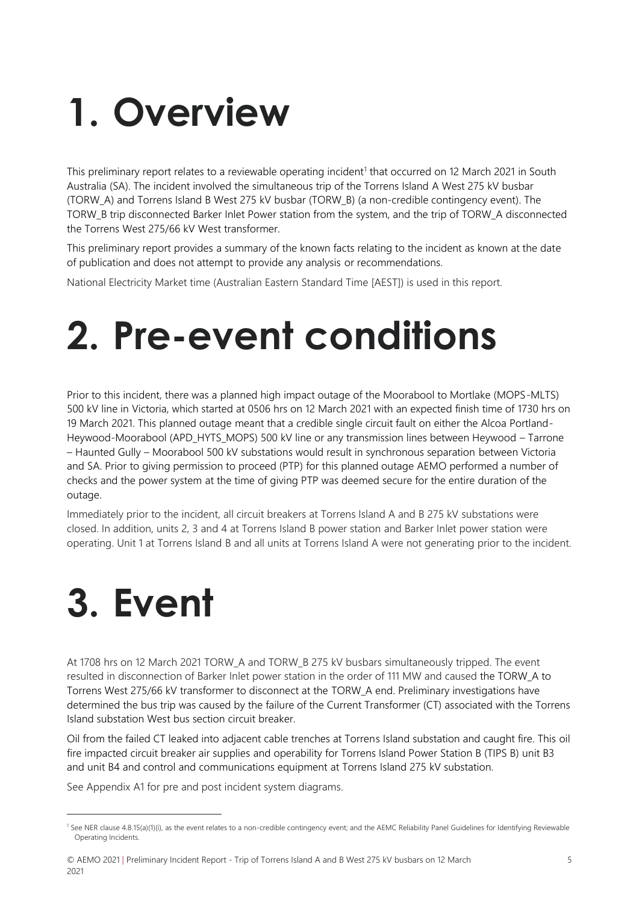# 1. Overview

This preliminary report relates to a reviewable operating incident[1] that occurred on 12 March 2021 in South Australia (SA). The incident involved the simultaneous trip of the Torrens Island A West 275 kV busbar (TORW_A) and Torrens Island B West 275 kV busbar (TORW_B) (a non-credible contingency event). The TORW_B trip disconnected Barker Inlet Power station from the system, and the trip of TORW_A disconnected the Torrens West 275/66 kV West transformer.

This preliminary report provides a summary of the known facts relating to the incident as known at the date of publication and does not attempt to provide any analysis or recommendations.

National Electricity Market time (Australian Eastern Standard Time [AEST]) is used in this report.

# 2. Pre-event conditions

Prior to this incident, there was a planned high impact outage of the Moorabool to Mortlake (MOPS-MLTS) 500 kV line in Victoria, which started at 0506 hrs on 12 March 2021 with an expected finish time of 1730 hrs on 19 March 2021. This planned outage meant that a credible single circuit fault on either the Alcoa Portland-Heywood-Moorabool (APD_HYTS_MOPS) 500 kV line or any transmission lines between Heywood – Tarrone – Haunted Gully – Moorabool 500 kV substations would result in synchronous separation between Victoria and SA. Prior to giving permission to proceed (PTP) for this planned outage AEMO performed a number of checks and the power system at the time of giving PTP was deemed secure for the entire duration of the outage.

Immediately prior to the incident, all circuit breakers at Torrens Island A and B 275 kV substations were closed. In addition, units 2, 3 and 4 at Torrens Island B power station and Barker Inlet power station were operating. Unit 1 at Torrens Island B and all units at Torrens Island A were not generating prior to the incident.

# 3. Event

At 1708 hrs on 12 March 2021 TORW_A and TORW_B 275 kV busbars simultaneously tripped. The event resulted in disconnection of Barker Inlet power station in the order of 111 MW and caused the TORW_A to Torrens West 275/66 kV transformer to disconnect at the TORW_A end. Preliminary investigations have determined the bus trip was caused by the failure of the Current Transformer (CT) associated with the Torrens Island substation West bus section circuit breaker.

Oil from the failed CT leaked into adjacent cable trenches at Torrens Island substation and caught fire. This oil fire impacted circuit breaker air supplies and operability for Torrens Island Power Station B (TIPS B) unit B3 and unit B4 and control and communications equipment at Torrens Island 275 kV substation.

See Appendix A1 for pre and post incident system diagrams.

[1] See NER clause 4.8.15(a)(1)(i), as the event relates to a non-credible contingency event; and the AEMC Reliability Panel Guidelines for Identifying Reviewable Operating Incidents.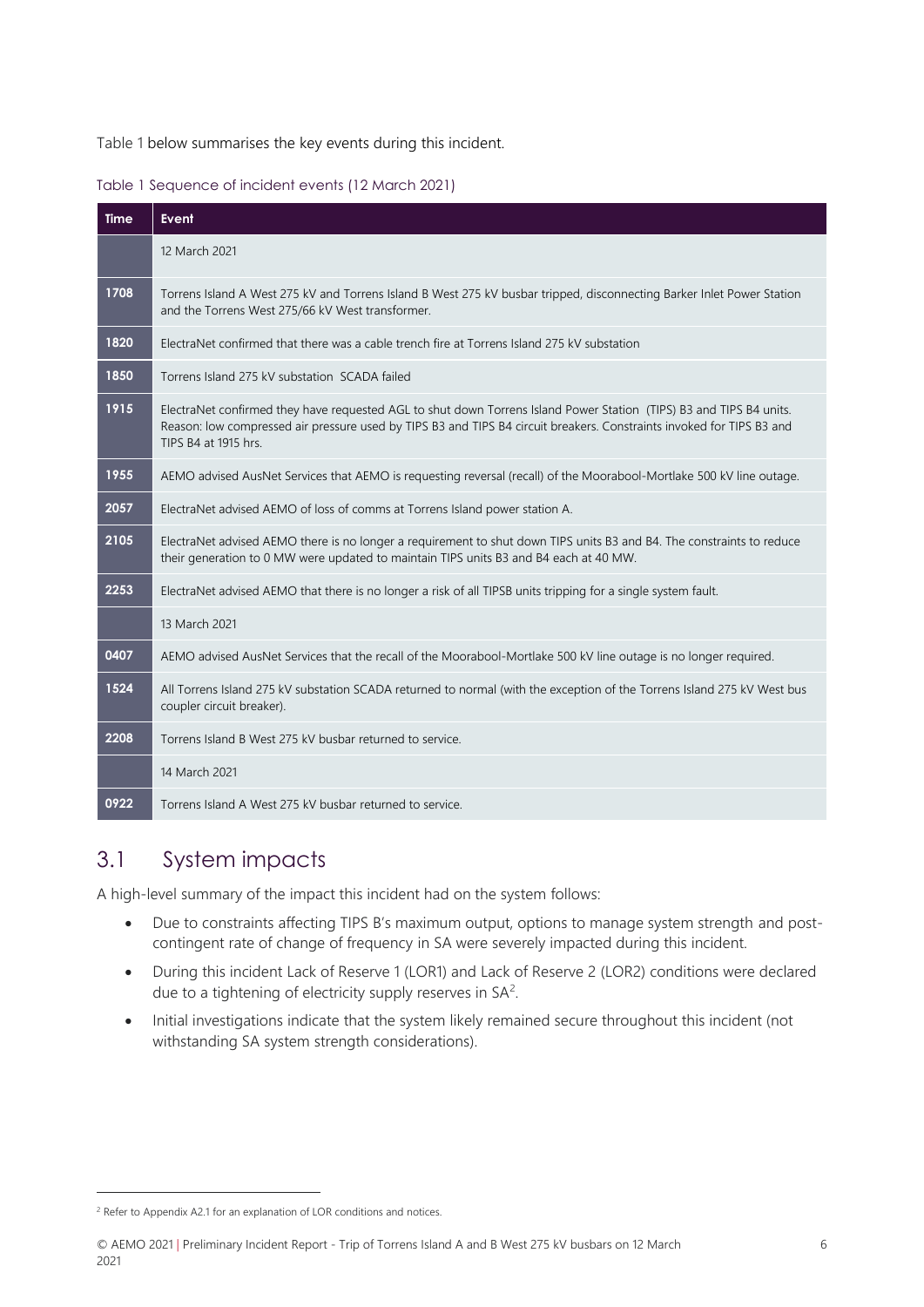Table 1 below summarises the key events during this incident.

Table 1 Sequence of incident events (12 March 2021)

| Time | Event |
|---|---|
| | 12 March 2021 |
| 1708 | Torrens Island A West 275 kV and Torrens Island B West 275 kV busbar tripped, disconnecting Barker Inlet Power Station and the Torrens West 275/66 kV West transformer. |
| 1820 | ElectraNet confirmed that there was a cable trench fire at Torrens Island 275 kV substation |
| 1850 | Torrens Island 275 kV substation SCADA failed |
| 1915 | ElectraNet confirmed they have requested AGL to shut down Torrens Island Power Station (TIPS) B3 and TIPS B4 units. Reason: low compressed air pressure used by TIPS B3 and TIPS B4 circuit breakers. Constraints invoked for TIPS B3 and TIPS B4 at 1915 hrs. |
| 1955 | AEMO advised AusNet Services that AEMO is requesting reversal (recall) of the Moorabool-Mortlake 500 kV line outage. |
| 2057 | ElectraNet advised AEMO of loss of comms at Torrens Island power station A. |
| 2105 | ElectraNet advised AEMO there is no longer a requirement to shut down TIPS units B3 and B4. The constraints to reduce their generation to 0 MW were updated to maintain TIPS units B3 and B4 each at 40 MW. |
| 2253 | ElectraNet advised AEMO that there is no longer a risk of all TIPSB units tripping for a single system fault. |
| | 13 March 2021 |
| 0407 | AEMO advised AusNet Services that the recall of the Moorabool-Mortlake 500 kV line outage is no longer required. |
| 1524 | All Torrens Island 275 kV substation SCADA returned to normal (with the exception of the Torrens Island 275 kV West bus coupler circuit breaker). |
| 2208 | Torrens Island B West 275 kV busbar returned to service. |
| | 14 March 2021 |
| 0922 | Torrens Island A West 275 kV busbar returned to service. |

## 3.1 System impacts

A high-level summary of the impact this incident had on the system follows:

- Due to constraints affecting TIPS B's maximum output, options to manage system strength and post-contingent rate of change of frequency in SA were severely impacted during this incident.
- During this incident Lack of Reserve 1 (LOR1) and Lack of Reserve 2 (LOR2) conditions were declared due to a tightening of electricity supply reserves in SA[2].
- Initial investigations indicate that the system likely remained secure throughout this incident (not withstanding SA system strength considerations).

[2] Refer to Appendix A2.1 for an explanation of LOR conditions and notices.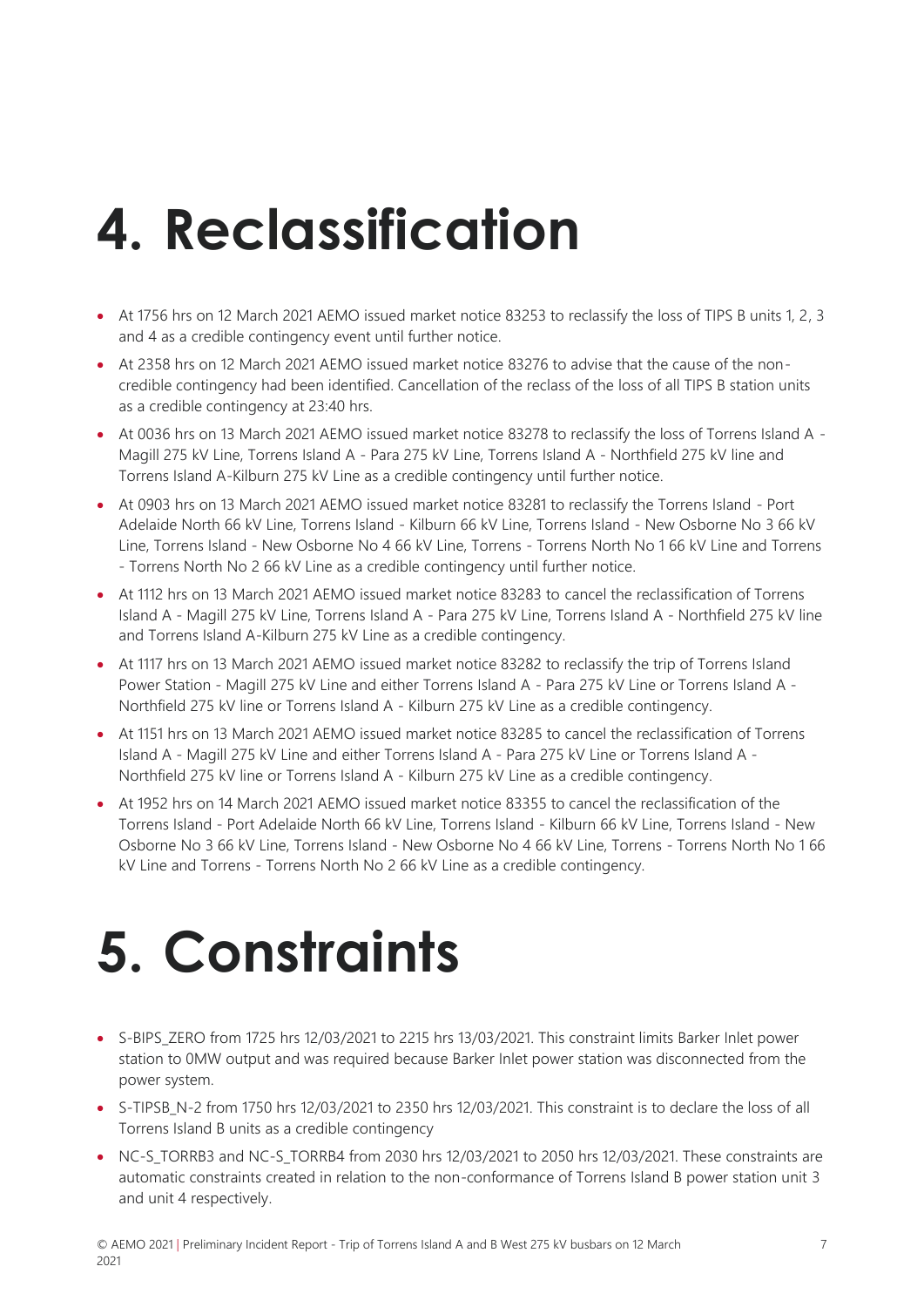# 4. Reclassification

- At 1756 hrs on 12 March 2021 AEMO issued market notice 83253 to reclassify the loss of TIPS B units 1, 2, 3 and 4 as a credible contingency event until further notice.
- At 2358 hrs on 12 March 2021 AEMO issued market notice 83276 to advise that the cause of the non-credible contingency had been identified. Cancellation of the reclass of the loss of all TIPS B station units as a credible contingency at 23:40 hrs.
- At 0036 hrs on 13 March 2021 AEMO issued market notice 83278 to reclassify the loss of Torrens Island A - Magill 275 kV Line, Torrens Island A - Para 275 kV Line, Torrens Island A - Northfield 275 kV line and Torrens Island A-Kilburn 275 kV Line as a credible contingency until further notice.
- At 0903 hrs on 13 March 2021 AEMO issued market notice 83281 to reclassify the Torrens Island - Port Adelaide North 66 kV Line, Torrens Island - Kilburn 66 kV Line, Torrens Island - New Osborne No 3 66 kV Line, Torrens Island - New Osborne No 4 66 kV Line, Torrens - Torrens North No 1 66 kV Line and Torrens - Torrens North No 2 66 kV Line as a credible contingency until further notice.
- At 1112 hrs on 13 March 2021 AEMO issued market notice 83283 to cancel the reclassification of Torrens Island A - Magill 275 kV Line, Torrens Island A - Para 275 kV Line, Torrens Island A - Northfield 275 kV line and Torrens Island A-Kilburn 275 kV Line as a credible contingency.
- At 1117 hrs on 13 March 2021 AEMO issued market notice 83282 to reclassify the trip of Torrens Island Power Station - Magill 275 kV Line and either Torrens Island A - Para 275 kV Line or Torrens Island A - Northfield 275 kV line or Torrens Island A - Kilburn 275 kV Line as a credible contingency.
- At 1151 hrs on 13 March 2021 AEMO issued market notice 83285 to cancel the reclassification of Torrens Island A - Magill 275 kV Line and either Torrens Island A - Para 275 kV Line or Torrens Island A - Northfield 275 kV line or Torrens Island A - Kilburn 275 kV Line as a credible contingency.
- At 1952 hrs on 14 March 2021 AEMO issued market notice 83355 to cancel the reclassification of the Torrens Island - Port Adelaide North 66 kV Line, Torrens Island - Kilburn 66 kV Line, Torrens Island - New Osborne No 3 66 kV Line, Torrens Island - New Osborne No 4 66 kV Line, Torrens - Torrens North No 1 66 kV Line and Torrens - Torrens North No 2 66 kV Line as a credible contingency.

# 5. Constraints

- S-BIPS_ZERO from 1725 hrs 12/03/2021 to 2215 hrs 13/03/2021. This constraint limits Barker Inlet power station to 0MW output and was required because Barker Inlet power station was disconnected from the power system.
- S-TIPSB_N-2 from 1750 hrs 12/03/2021 to 2350 hrs 12/03/2021. This constraint is to declare the loss of all Torrens Island B units as a credible contingency
- NC-S_TORRB3 and NC-S_TORRB4 from 2030 hrs 12/03/2021 to 2050 hrs 12/03/2021. These constraints are automatic constraints created in relation to the non-conformance of Torrens Island B power station unit 3 and unit 4 respectively.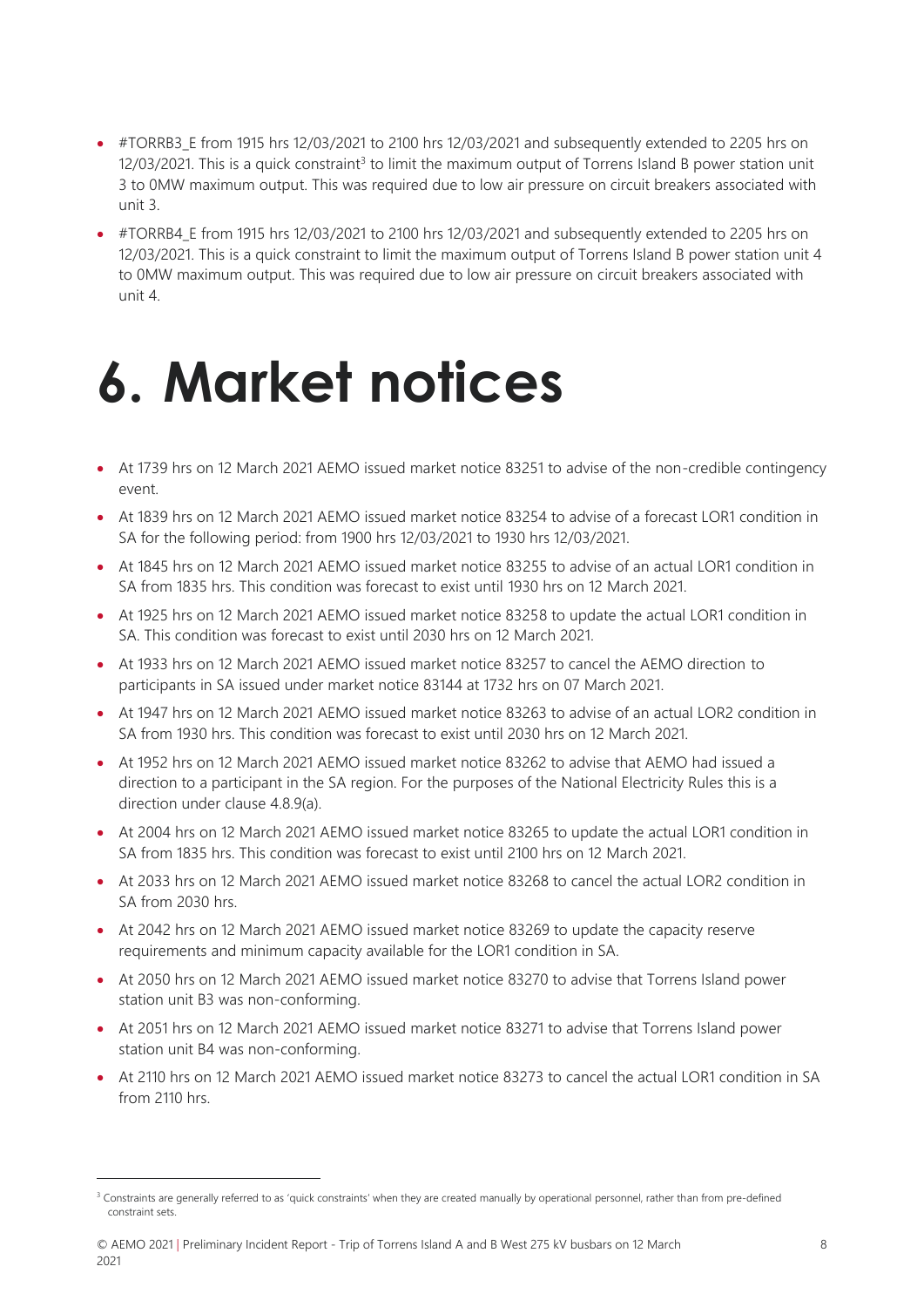- #TORRB3_E from 1915 hrs 12/03/2021 to 2100 hrs 12/03/2021 and subsequently extended to 2205 hrs on 12/03/2021. This is a quick constraint[3] to limit the maximum output of Torrens Island B power station unit 3 to 0MW maximum output. This was required due to low air pressure on circuit breakers associated with unit 3.
- #TORRB4_E from 1915 hrs 12/03/2021 to 2100 hrs 12/03/2021 and subsequently extended to 2205 hrs on 12/03/2021. This is a quick constraint to limit the maximum output of Torrens Island B power station unit 4 to 0MW maximum output. This was required due to low air pressure on circuit breakers associated with unit 4.

# 6. Market notices

- At 1739 hrs on 12 March 2021 AEMO issued market notice 83251 to advise of the non-credible contingency event.
- At 1839 hrs on 12 March 2021 AEMO issued market notice 83254 to advise of a forecast LOR1 condition in SA for the following period: from 1900 hrs 12/03/2021 to 1930 hrs 12/03/2021.
- At 1845 hrs on 12 March 2021 AEMO issued market notice 83255 to advise of an actual LOR1 condition in SA from 1835 hrs. This condition was forecast to exist until 1930 hrs on 12 March 2021.
- At 1925 hrs on 12 March 2021 AEMO issued market notice 83258 to update the actual LOR1 condition in SA. This condition was forecast to exist until 2030 hrs on 12 March 2021.
- At 1933 hrs on 12 March 2021 AEMO issued market notice 83257 to cancel the AEMO direction to participants in SA issued under market notice 83144 at 1732 hrs on 07 March 2021.
- At 1947 hrs on 12 March 2021 AEMO issued market notice 83263 to advise of an actual LOR2 condition in SA from 1930 hrs. This condition was forecast to exist until 2030 hrs on 12 March 2021.
- At 1952 hrs on 12 March 2021 AEMO issued market notice 83262 to advise that AEMO had issued a direction to a participant in the SA region. For the purposes of the National Electricity Rules this is a direction under clause 4.8.9(a).
- At 2004 hrs on 12 March 2021 AEMO issued market notice 83265 to update the actual LOR1 condition in SA from 1835 hrs. This condition was forecast to exist until 2100 hrs on 12 March 2021.
- At 2033 hrs on 12 March 2021 AEMO issued market notice 83268 to cancel the actual LOR2 condition in SA from 2030 hrs.
- At 2042 hrs on 12 March 2021 AEMO issued market notice 83269 to update the capacity reserve requirements and minimum capacity available for the LOR1 condition in SA.
- At 2050 hrs on 12 March 2021 AEMO issued market notice 83270 to advise that Torrens Island power station unit B3 was non-conforming.
- At 2051 hrs on 12 March 2021 AEMO issued market notice 83271 to advise that Torrens Island power station unit B4 was non-conforming.
- At 2110 hrs on 12 March 2021 AEMO issued market notice 83273 to cancel the actual LOR1 condition in SA from 2110 hrs.

[3] Constraints are generally referred to as 'quick constraints' when they are created manually by operational personnel, rather than from pre-defined constraint sets.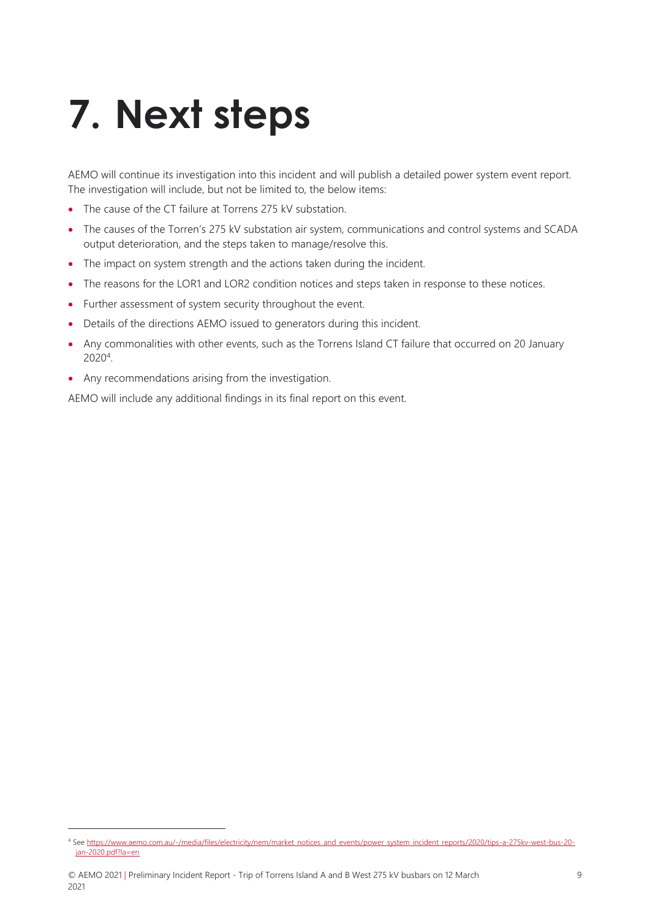# 7. Next steps

AEMO will continue its investigation into this incident and will publish a detailed power system event report. The investigation will include, but not be limited to, the below items:

- The cause of the CT failure at Torrens 275 kV substation.
- The causes of the Torren's 275 kV substation air system, communications and control systems and SCADA output deterioration, and the steps taken to manage/resolve this.
- The impact on system strength and the actions taken during the incident.
- The reasons for the LOR1 and LOR2 condition notices and steps taken in response to these notices.
- Further assessment of system security throughout the event.
- Details of the directions AEMO issued to generators during this incident.
- Any commonalities with other events, such as the Torrens Island CT failure that occurred on 20 January 2020[4].
- Any recommendations arising from the investigation.

AEMO will include any additional findings in its final report on this event.

[4] See https://www.aemo.com.au/-/media/files/electricity/nem/market_notices_and_events/power_system_incident_reports/2020/tips-a-275kv-west-bus-20-jan-2020.pdf?la=en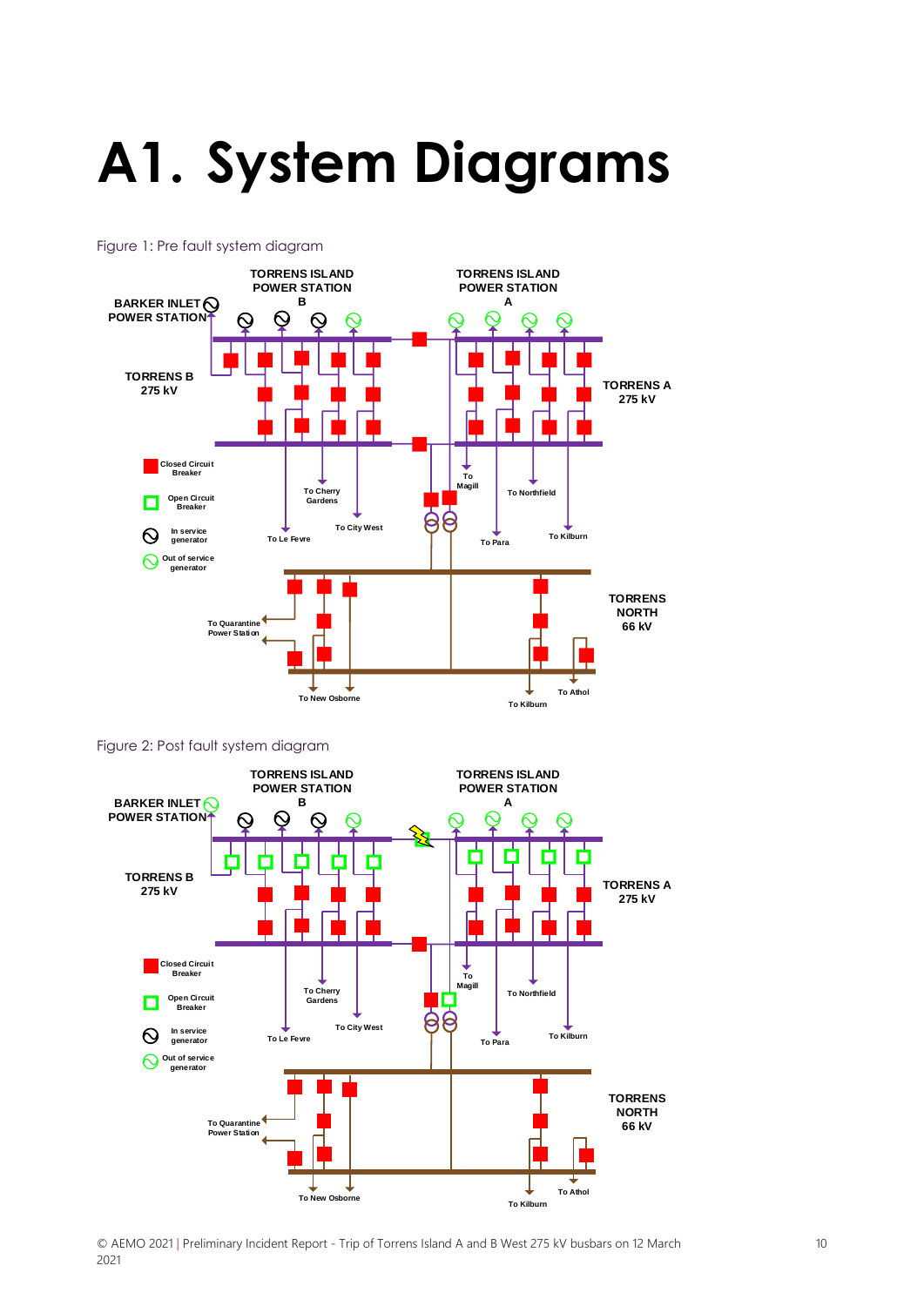# A1. System Diagrams

Figure 1: Pre fault system diagram

Figure 2: Post fault system diagram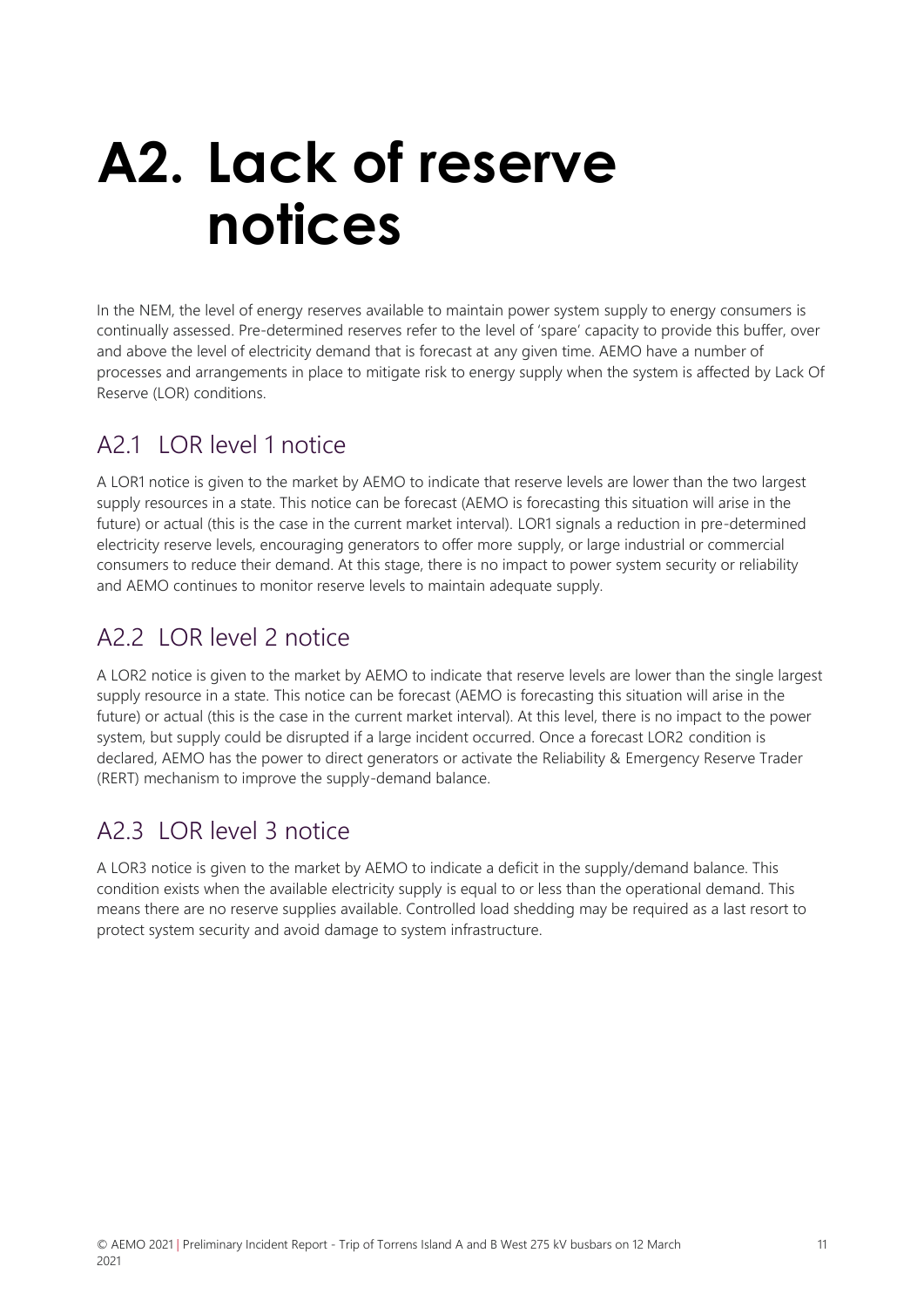# A2. Lack of reserve notices

In the NEM, the level of energy reserves available to maintain power system supply to energy consumers is continually assessed. Pre-determined reserves refer to the level of 'spare' capacity to provide this buffer, over and above the level of electricity demand that is forecast at any given time. AEMO have a number of processes and arrangements in place to mitigate risk to energy supply when the system is affected by Lack Of Reserve (LOR) conditions.

## A2.1 LOR level 1 notice

A LOR1 notice is given to the market by AEMO to indicate that reserve levels are lower than the two largest supply resources in a state. This notice can be forecast (AEMO is forecasting this situation will arise in the future) or actual (this is the case in the current market interval). LOR1 signals a reduction in pre-determined electricity reserve levels, encouraging generators to offer more supply, or large industrial or commercial consumers to reduce their demand. At this stage, there is no impact to power system security or reliability and AEMO continues to monitor reserve levels to maintain adequate supply.

## A2.2 LOR level 2 notice

A LOR2 notice is given to the market by AEMO to indicate that reserve levels are lower than the single largest supply resource in a state. This notice can be forecast (AEMO is forecasting this situation will arise in the future) or actual (this is the case in the current market interval). At this level, there is no impact to the power system, but supply could be disrupted if a large incident occurred. Once a forecast LOR2 condition is declared, AEMO has the power to direct generators or activate the Reliability & Emergency Reserve Trader (RERT) mechanism to improve the supply-demand balance.

## A2.3 LOR level 3 notice

A LOR3 notice is given to the market by AEMO to indicate a deficit in the supply/demand balance. This condition exists when the available electricity supply is equal to or less than the operational demand. This means there are no reserve supplies available. Controlled load shedding may be required as a last resort to protect system security and avoid damage to system infrastructure.